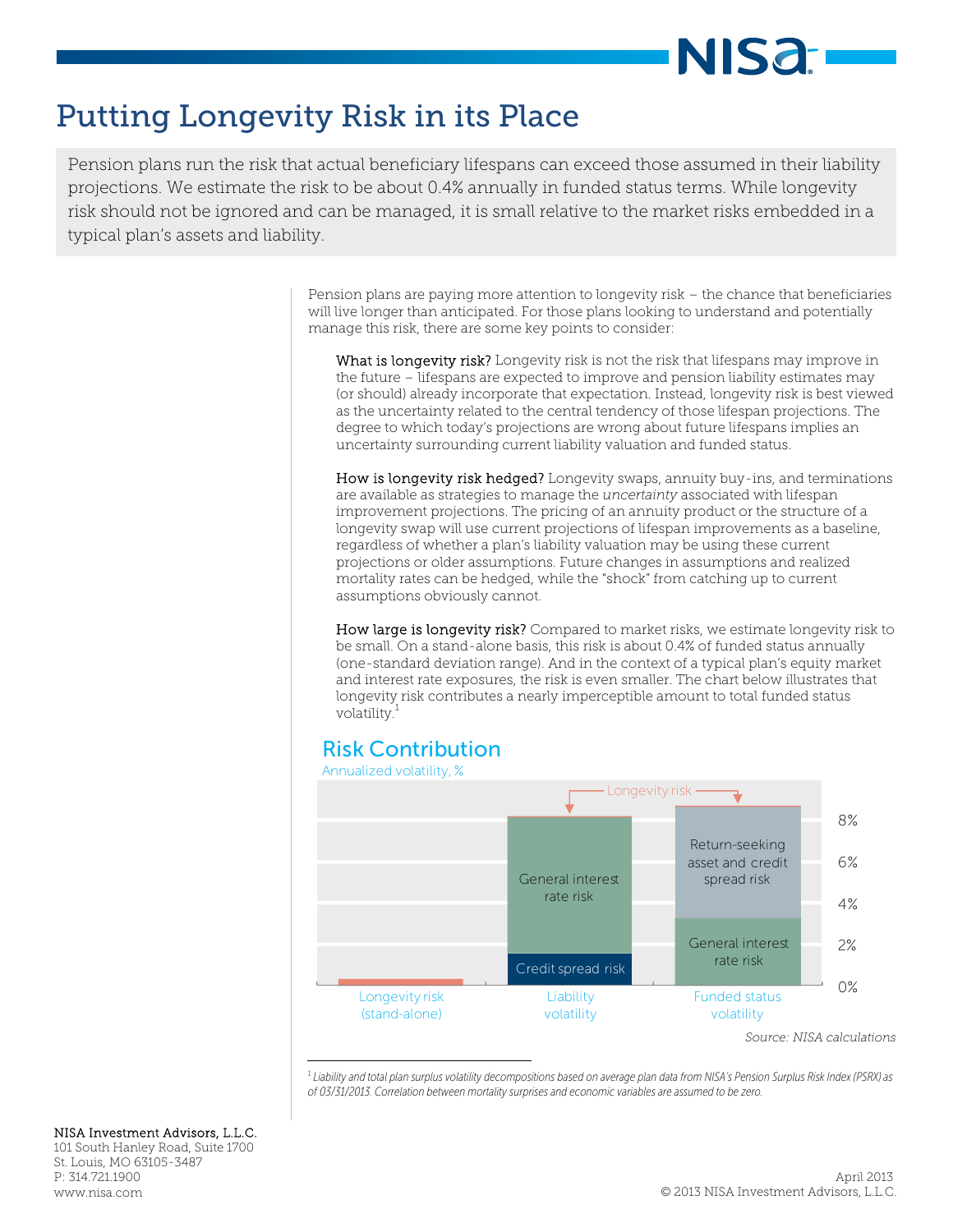# Putting Longevity Risk in its Place

Pension plans run the risk that actual beneficiary lifespans can exceed those assumed in their liability projections. We estimate the risk to be about 0.4% annually in funded status terms. While longevity risk should not be ignored and can be managed, it is small relative to the market risks embedded in a typical plan's assets and liability.

Pension plans are paying more attention to longevity risk – the chance that beneficiaries will live longer than anticipated. For those plans looking to understand and potentially manage this risk, there are some key points to consider:

**What is longevity risk?** Longevity risk is not the risk that lifespans may improve in the future – lifespans are expected to improve and pension liability estimates may (or should) already incorporate that expectation. Instead, longevity risk is best viewed as the uncertainty related to the central tendency of those lifespan projections. The degree to which today's projections are wrong about future lifespans implies an uncertainty surrounding current liability valuation and funded status.

**How is longevity risk hedged?** Longevity swaps, annuity buy-ins, and terminations are available as strategies to manage the *uncertainty* associated with lifespan improvement projections. The pricing of an annuity product or the structure of a longevity swap will use current projections of lifespan improvements as a baseline, regardless of whether a plan's liability valuation may be using these current projections or older assumptions. Future changes in assumptions and realized mortality rates can be hedged, while the "shock" from catching up to current assumptions obviously cannot.

**How large is longevity risk?** Compared to market risks, we estimate longevity risk to be small. On a stand-alone basis, this risk is about 0.4% of funded status annually (one-standard deviation range). And in the context of a typical plan's equity market and interest rate exposures, the risk is even smaller. The chart below illustrates that longevity risk contributes a nearly imperceptible amount to total funded status volatility.[1]

## Risk Contribution

Annualized volatility, %

| | Longevity risk (stand-alone) | Liability volatility | Funded status volatility |
|---|---|---|---|
| Components | Longevity risk | Credit spread risk; General interest rate risk; Longevity risk | General interest rate risk; Return-seeking asset and credit spread risk; Longevity risk |

*Source: NISA calculations*

[1] *Liability and total plan surplus volatility decompositions based on average plan data from NISA's Pension Surplus Risk Index (PSRX) as of 03/31/2013. Correlation between mortality surprises and economic variables are assumed to be zero.*

NISA Investment Advisors, L.L.C.
101 South Hanley Road, Suite 1700
St. Louis, MO 63105-3487
P: 314.721.1900
www.nisa.com

April 2013
© 2013 NISA Investment Advisors, L.L.C.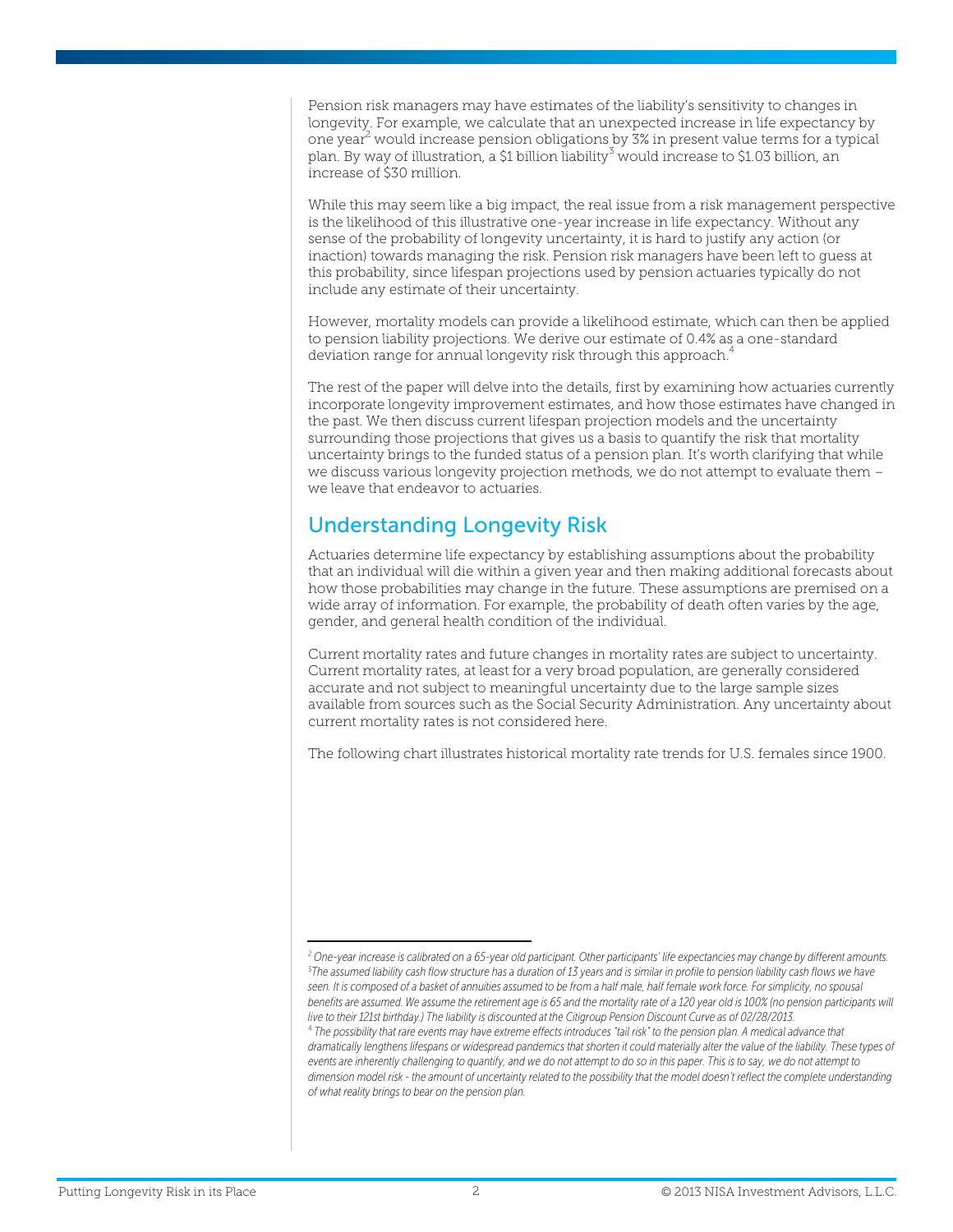Pension risk managers may have estimates of the liability's sensitivity to changes in longevity. For example, we calculate that an unexpected increase in life expectancy by one year[2] would increase pension obligations by 3% in present value terms for a typical plan. By way of illustration, a $1 billion liability[3] would increase to $1.03 billion, an increase of $30 million.

While this may seem like a big impact, the real issue from a risk management perspective is the likelihood of this illustrative one-year increase in life expectancy. Without any sense of the probability of longevity uncertainty, it is hard to justify any action (or inaction) towards managing the risk. Pension risk managers have been left to guess at this probability, since lifespan projections used by pension actuaries typically do not include any estimate of their uncertainty.

However, mortality models can provide a likelihood estimate, which can then be applied to pension liability projections. We derive our estimate of 0.4% as a one-standard deviation range for annual longevity risk through this approach.[4]

The rest of the paper will delve into the details, first by examining how actuaries currently incorporate longevity improvement estimates, and how those estimates have changed in the past. We then discuss current lifespan projection models and the uncertainty surrounding those projections that gives us a basis to quantify the risk that mortality uncertainty brings to the funded status of a pension plan. It's worth clarifying that while we discuss various longevity projection methods, we do not attempt to evaluate them – we leave that endeavor to actuaries.

## Understanding Longevity Risk

Actuaries determine life expectancy by establishing assumptions about the probability that an individual will die within a given year and then making additional forecasts about how those probabilities may change in the future. These assumptions are premised on a wide array of information. For example, the probability of death often varies by the age, gender, and general health condition of the individual.

Current mortality rates and future changes in mortality rates are subject to uncertainty. Current mortality rates, at least for a very broad population, are generally considered accurate and not subject to meaningful uncertainty due to the large sample sizes available from sources such as the Social Security Administration. Any uncertainty about current mortality rates is not considered here.

The following chart illustrates historical mortality rate trends for U.S. females since 1900.

---

[2] *One-year increase is calibrated on a 65-year old participant. Other participants' life expectancies may change by different amounts.*

[3] *The assumed liability cash flow structure has a duration of 13 years and is similar in profile to pension liability cash flows we have seen. It is composed of a basket of annuities assumed to be from a half male, half female work force. For simplicity, no spousal benefits are assumed. We assume the retirement age is 65 and the mortality rate of a 120 year old is 100% (no pension participants will live to their 121st birthday.) The liability is discounted at the Citigroup Pension Discount Curve as of 02/28/2013.*

[4] *The possibility that rare events may have extreme effects introduces "tail risk" to the pension plan. A medical advance that dramatically lengthens lifespans or widespread pandemics that shorten it could materially alter the value of the liability. These types of events are inherently challenging to quantify, and we do not attempt to do so in this paper. This is to say, we do not attempt to dimension model risk - the amount of uncertainty related to the possibility that the model doesn't reflect the complete understanding of what reality brings to bear on the pension plan.*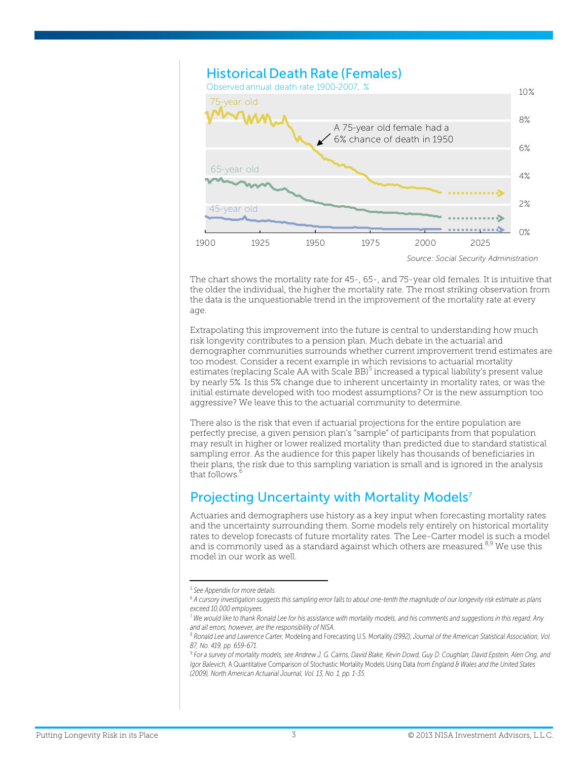## Historical Death Rate (Females)

Observed annual death rate 1900-2007, %

75-year old

65-year old

45-year old

A 75-year old female had a 6% chance of death in 1950

Source: Social Security Administration

The chart shows the mortality rate for 45-, 65-, and 75-year old females. It is intuitive that the older the individual, the higher the mortality rate. The most striking observation from the data is the unquestionable trend in the improvement of the mortality rate at every age.

Extrapolating this improvement into the future is central to understanding how much risk longevity contributes to a pension plan. Much debate in the actuarial and demographer communities surrounds whether current improvement trend estimates are too modest. Consider a recent example in which revisions to actuarial mortality estimates (replacing Scale AA with Scale BB)[5] increased a typical liability's present value by nearly 5%. Is this 5% change due to inherent uncertainty in mortality rates, or was the initial estimate developed with too modest assumptions? Or is the new assumption too aggressive? We leave this to the actuarial community to determine.

There also is the risk that even if actuarial projections for the entire population are perfectly precise, a given pension plan's "sample" of participants from that population may result in higher or lower realized mortality than predicted due to standard statistical sampling error. As the audience for this paper likely has thousands of beneficiaries in their plans, the risk due to this sampling variation is small and is ignored in the analysis that follows.[6]

## Projecting Uncertainty with Mortality Models[7]

Actuaries and demographers use history as a key input when forecasting mortality rates and the uncertainty surrounding them. Some models rely entirely on historical mortality rates to develop forecasts of future mortality rates. The Lee-Carter model is such a model and is commonly used as a standard against which others are measured.[8,9] We use this model in our work as well.

---

[5] *See Appendix for more details.*

[6] *A cursory investigation suggests this sampling error falls to about one-tenth the magnitude of our longevity risk estimate as plans exceed 10,000 employees.*

[7] *We would like to thank Ronald Lee for his assistance with mortality models, and his comments and suggestions in this regard. Any and all errors, however, are the responsibility of NISA.*

[8] *Ronald Lee and Lawrence Carter,* Modeling and Forecasting U.S. Mortality *(1992), Journal of the American Statistical Association, Vol. 87, No. 419, pp. 659-671.*

[9] *For a survey of mortality models, see Andrew J. G. Cairns, David Blake, Kevin Dowd, Guy D. Coughlan, David Epstein, Alen Ong, and Igor Balevich,* A Quantitative Comparison of Stochastic Mortality Models Using Data *from England & Wales and the United States (2009), North American Actuarial Journal, Vol. 13, No. 1, pp. 1-35.*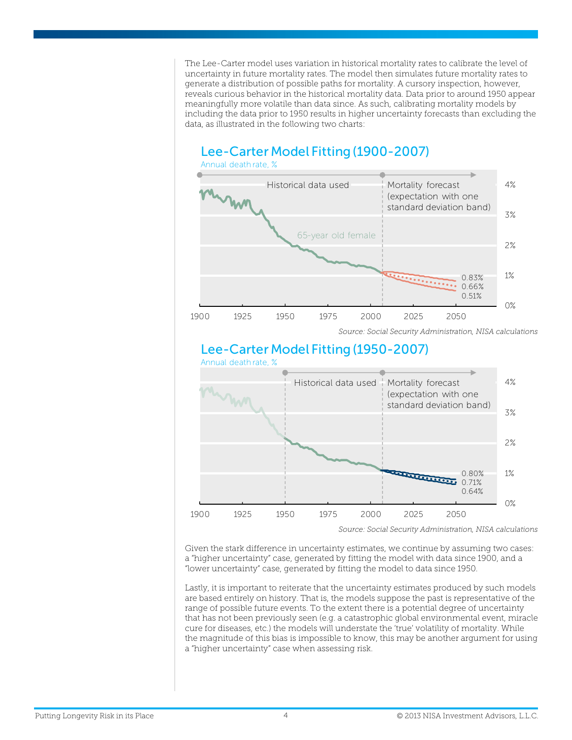The Lee-Carter model uses variation in historical mortality rates to calibrate the level of uncertainty in future mortality rates. The model then simulates future mortality rates to generate a distribution of possible paths for mortality. A cursory inspection, however, reveals curious behavior in the historical mortality data. Data prior to around 1950 appear meaningfully more volatile than data since. As such, calibrating mortality models by including the data prior to 1950 results in higher uncertainty forecasts than excluding the data, as illustrated in the following two charts:

## Lee-Carter Model Fitting (1900-2007)

Annual death rate, %

Historical data used | Mortality forecast (expectation with one standard deviation band)

65-year old female

0.83%
0.66%
0.51%

*Source: Social Security Administration, NISA calculations*

## Lee-Carter Model Fitting (1950-2007)

Annual death rate, %

Historical data used | Mortality forecast (expectation with one standard deviation band)

0.80%
0.71%
0.64%

*Source: Social Security Administration, NISA calculations*

Given the stark difference in uncertainty estimates, we continue by assuming two cases: a "higher uncertainty" case, generated by fitting the model with data since 1900, and a "lower uncertainty" case, generated by fitting the model to data since 1950.

Lastly, it is important to reiterate that the uncertainty estimates produced by such models are based entirely on history. That is, the models suppose the past is representative of the range of possible future events. To the extent there is a potential degree of uncertainty that has not been previously seen (e.g. a catastrophic global environmental event, miracle cure for diseases, etc.) the models will understate the 'true' volatility of mortality. While the magnitude of this bias is impossible to know, this may be another argument for using a "higher uncertainty" case when assessing risk.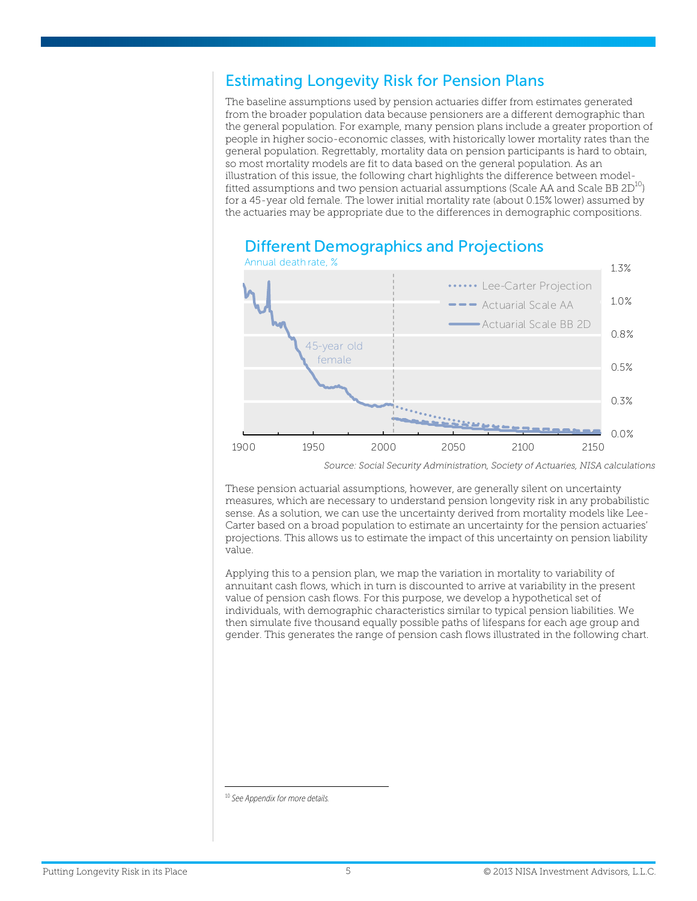## Estimating Longevity Risk for Pension Plans

The baseline assumptions used by pension actuaries differ from estimates generated from the broader population data because pensioners are a different demographic than the general population. For example, many pension plans include a greater proportion of people in higher socio-economic classes, with historically lower mortality rates than the general population. Regrettably, mortality data on pension participants is hard to obtain, so most mortality models are fit to data based on the general population. As an illustration of this issue, the following chart highlights the difference between model-fitted assumptions and two pension actuarial assumptions (Scale AA and Scale BB 2D[10]) for a 45-year old female. The lower initial mortality rate (about 0.15% lower) assumed by the actuaries may be appropriate due to the differences in demographic compositions.

### Different Demographics and Projections

Annual death rate, %

*Source: Social Security Administration, Society of Actuaries, NISA calculations*

These pension actuarial assumptions, however, are generally silent on uncertainty measures, which are necessary to understand pension longevity risk in any probabilistic sense. As a solution, we can use the uncertainty derived from mortality models like Lee-Carter based on a broad population to estimate an uncertainty for the pension actuaries' projections. This allows us to estimate the impact of this uncertainty on pension liability value.

Applying this to a pension plan, we map the variation in mortality to variability of annuitant cash flows, which in turn is discounted to arrive at variability in the present value of pension cash flows. For this purpose, we develop a hypothetical set of individuals, with demographic characteristics similar to typical pension liabilities. We then simulate five thousand equally possible paths of lifespans for each age group and gender. This generates the range of pension cash flows illustrated in the following chart.

---

[10] *See Appendix for more details.*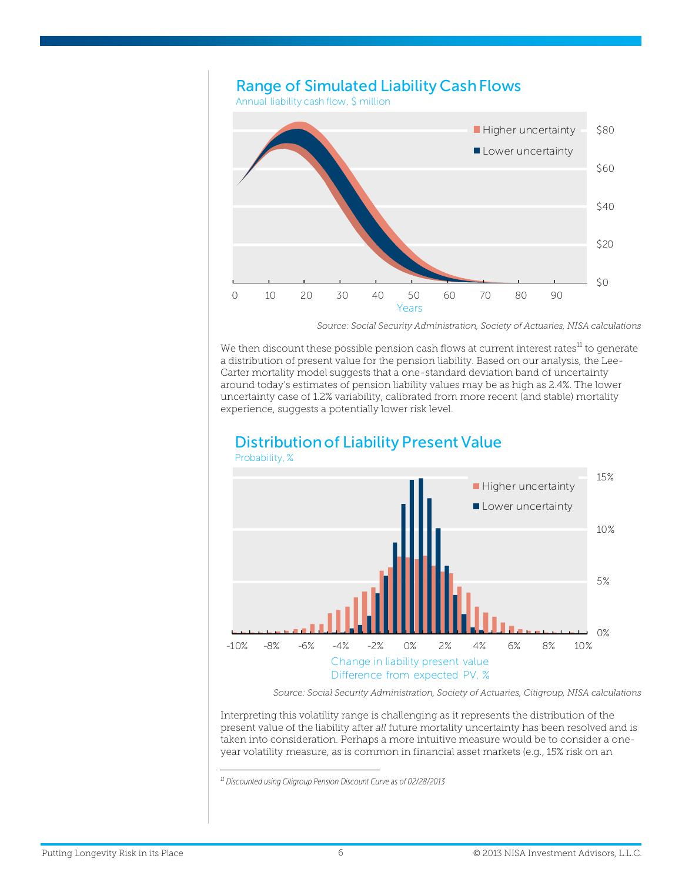## Range of Simulated Liability Cash Flows

Annual liability cash flow, $ million

*Source: Social Security Administration, Society of Actuaries, NISA calculations*

We then discount these possible pension cash flows at current interest rates[11] to generate a distribution of present value for the pension liability. Based on our analysis, the Lee-Carter mortality model suggests that a one-standard deviation band of uncertainty around today's estimates of pension liability values may be as high as 2.4%. The lower uncertainty case of 1.2% variability, calibrated from more recent (and stable) mortality experience, suggests a potentially lower risk level.

## Distribution of Liability Present Value

Probability, %

*Source: Social Security Administration, Society of Actuaries, Citigroup, NISA calculations*

Interpreting this volatility range is challenging as it represents the distribution of the present value of the liability after *all* future mortality uncertainty has been resolved and is taken into consideration. Perhaps a more intuitive measure would be to consider a one-year volatility measure, as is common in financial asset markets (e.g., 15% risk on an

---

[11] Discounted using Citigroup Pension Discount Curve as of 02/28/2013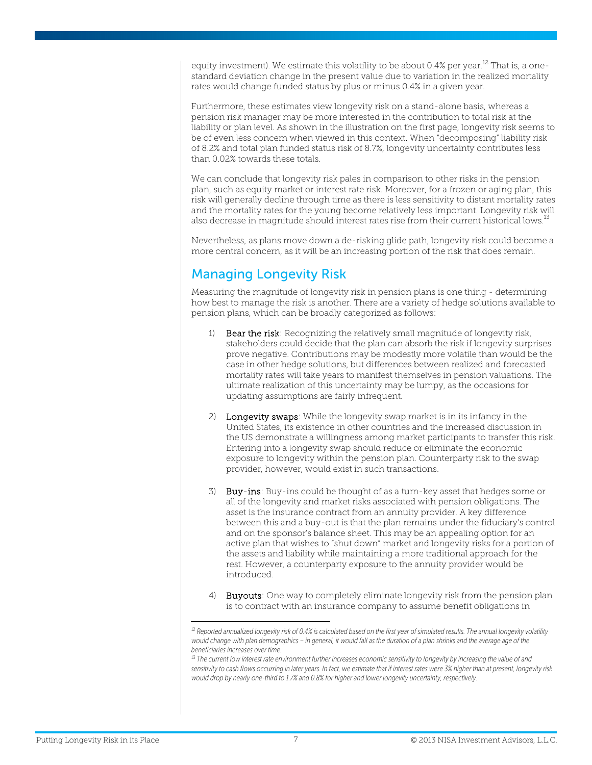equity investment). We estimate this volatility to be about 0.4% per year.[12] That is, a one-standard deviation change in the present value due to variation in the realized mortality rates would change funded status by plus or minus 0.4% in a given year.

Furthermore, these estimates view longevity risk on a stand-alone basis, whereas a pension risk manager may be more interested in the contribution to total risk at the liability or plan level. As shown in the illustration on the first page, longevity risk seems to be of even less concern when viewed in this context. When "decomposing" liability risk of 8.2% and total plan funded status risk of 8.7%, longevity uncertainty contributes less than 0.02% towards these totals.

We can conclude that longevity risk pales in comparison to other risks in the pension plan, such as equity market or interest rate risk. Moreover, for a frozen or aging plan, this risk will generally decline through time as there is less sensitivity to distant mortality rates and the mortality rates for the young become relatively less important. Longevity risk will also decrease in magnitude should interest rates rise from their current historical lows.[13]

Nevertheless, as plans move down a de-risking glide path, longevity risk could become a more central concern, as it will be an increasing portion of the risk that does remain.

## Managing Longevity Risk

Measuring the magnitude of longevity risk in pension plans is one thing - determining how best to manage the risk is another. There are a variety of hedge solutions available to pension plans, which can be broadly categorized as follows:

1) **Bear the risk**: Recognizing the relatively small magnitude of longevity risk, stakeholders could decide that the plan can absorb the risk if longevity surprises prove negative. Contributions may be modestly more volatile than would be the case in other hedge solutions, but differences between realized and forecasted mortality rates will take years to manifest themselves in pension valuations. The ultimate realization of this uncertainty may be lumpy, as the occasions for updating assumptions are fairly infrequent.

2) **Longevity swaps**: While the longevity swap market is in its infancy in the United States, its existence in other countries and the increased discussion in the US demonstrate a willingness among market participants to transfer this risk. Entering into a longevity swap should reduce or eliminate the economic exposure to longevity within the pension plan. Counterparty risk to the swap provider, however, would exist in such transactions.

3) **Buy-ins**: Buy-ins could be thought of as a turn-key asset that hedges some or all of the longevity and market risks associated with pension obligations. The asset is the insurance contract from an annuity provider. A key difference between this and a buy-out is that the plan remains under the fiduciary's control and on the sponsor's balance sheet. This may be an appealing option for an active plan that wishes to "shut down" market and longevity risks for a portion of the assets and liability while maintaining a more traditional approach for the rest. However, a counterparty exposure to the annuity provider would be introduced.

4) **Buyouts**: One way to completely eliminate longevity risk from the pension plan is to contract with an insurance company to assume benefit obligations in

---

[12] *Reported annualized longevity risk of 0.4% is calculated based on the first year of simulated results. The annual longevity volatility would change with plan demographics – in general, it would fall as the duration of a plan shrinks and the average age of the beneficiaries increases over time.*

[13] *The current low interest rate environment further increases economic sensitivity to longevity by increasing the value of and sensitivity to cash flows occurring in later years. In fact, we estimate that if interest rates were 3% higher than at present, longevity risk would drop by nearly one-third to 1.7% and 0.8% for higher and lower longevity uncertainty, respectively.*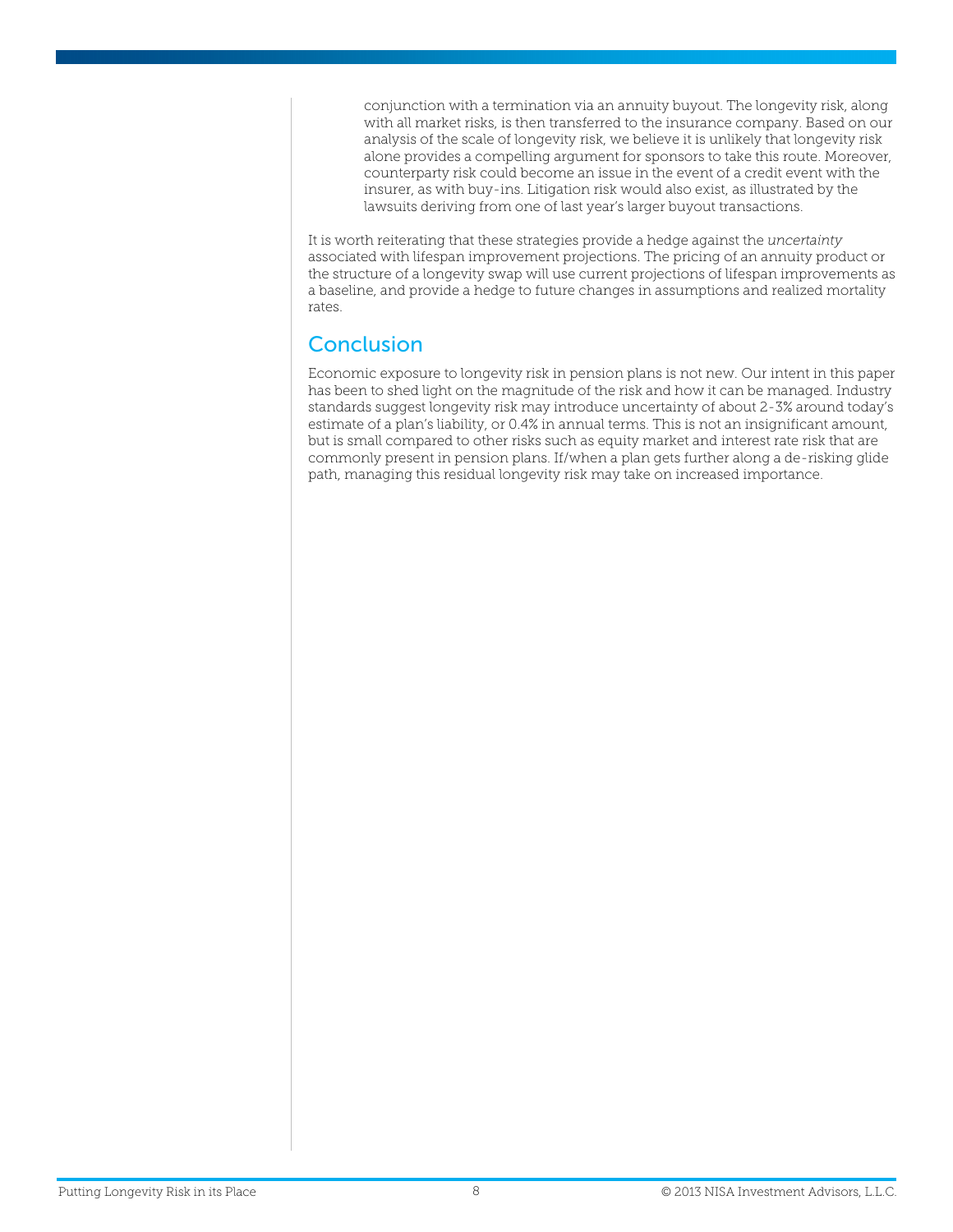conjunction with a termination via an annuity buyout. The longevity risk, along with all market risks, is then transferred to the insurance company. Based on our analysis of the scale of longevity risk, we believe it is unlikely that longevity risk alone provides a compelling argument for sponsors to take this route. Moreover, counterparty risk could become an issue in the event of a credit event with the insurer, as with buy-ins. Litigation risk would also exist, as illustrated by the lawsuits deriving from one of last year's larger buyout transactions.

It is worth reiterating that these strategies provide a hedge against the *uncertainty* associated with lifespan improvement projections. The pricing of an annuity product or the structure of a longevity swap will use current projections of lifespan improvements as a baseline, and provide a hedge to future changes in assumptions and realized mortality rates.

## Conclusion

Economic exposure to longevity risk in pension plans is not new. Our intent in this paper has been to shed light on the magnitude of the risk and how it can be managed. Industry standards suggest longevity risk may introduce uncertainty of about 2-3% around today's estimate of a plan's liability, or 0.4% in annual terms. This is not an insignificant amount, but is small compared to other risks such as equity market and interest rate risk that are commonly present in pension plans. If/when a plan gets further along a de-risking glide path, managing this residual longevity risk may take on increased importance.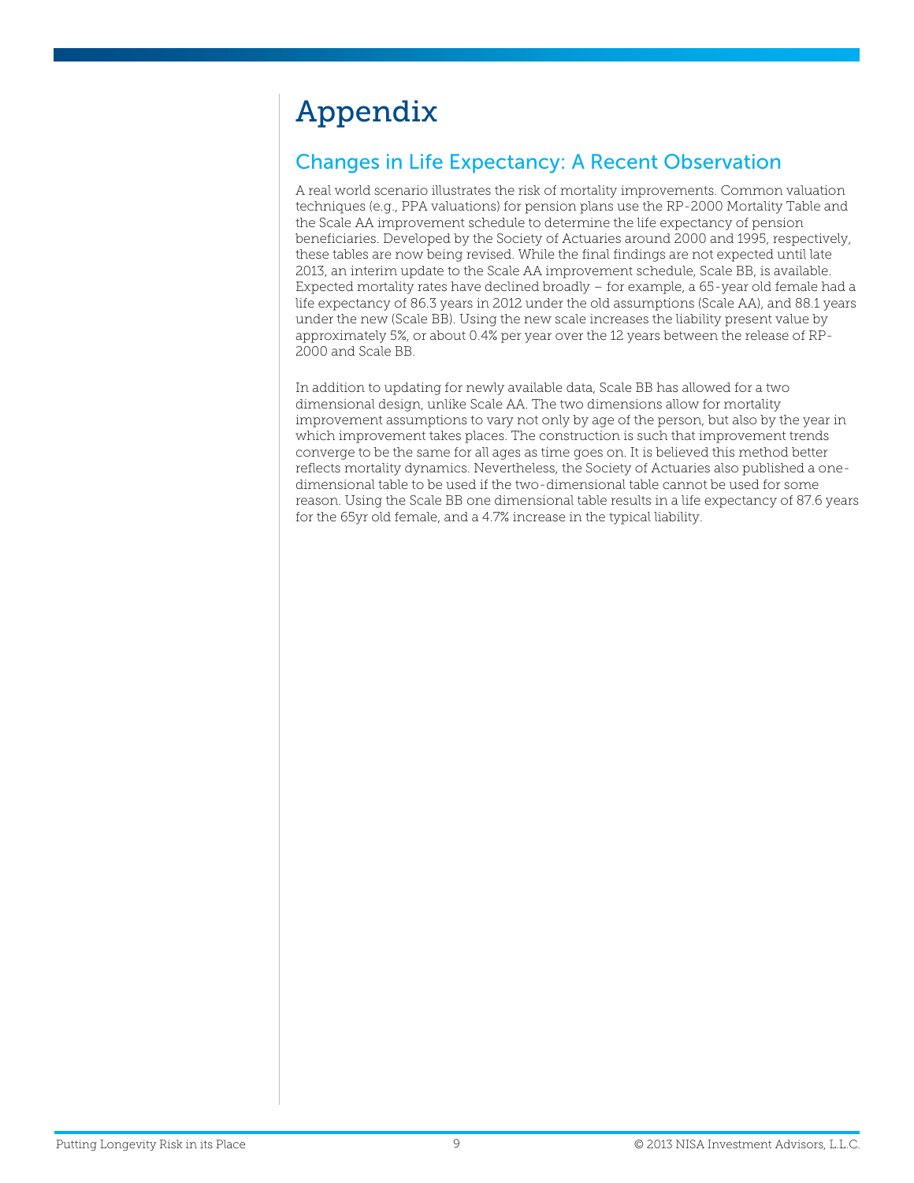# Appendix

## Changes in Life Expectancy: A Recent Observation

A real world scenario illustrates the risk of mortality improvements. Common valuation techniques (e.g., PPA valuations) for pension plans use the RP-2000 Mortality Table and the Scale AA improvement schedule to determine the life expectancy of pension beneficiaries. Developed by the Society of Actuaries around 2000 and 1995, respectively, these tables are now being revised. While the final findings are not expected until late 2013, an interim update to the Scale AA improvement schedule, Scale BB, is available. Expected mortality rates have declined broadly – for example, a 65-year old female had a life expectancy of 86.3 years in 2012 under the old assumptions (Scale AA), and 88.1 years under the new (Scale BB). Using the new scale increases the liability present value by approximately 5%, or about 0.4% per year over the 12 years between the release of RP-2000 and Scale BB.

In addition to updating for newly available data, Scale BB has allowed for a two dimensional design, unlike Scale AA. The two dimensions allow for mortality improvement assumptions to vary not only by age of the person, but also by the year in which improvement takes places. The construction is such that improvement trends converge to be the same for all ages as time goes on. It is believed this method better reflects mortality dynamics. Nevertheless, the Society of Actuaries also published a one-dimensional table to be used if the two-dimensional table cannot be used for some reason. Using the Scale BB one dimensional table results in a life expectancy of 87.6 years for the 65yr old female, and a 4.7% increase in the typical liability.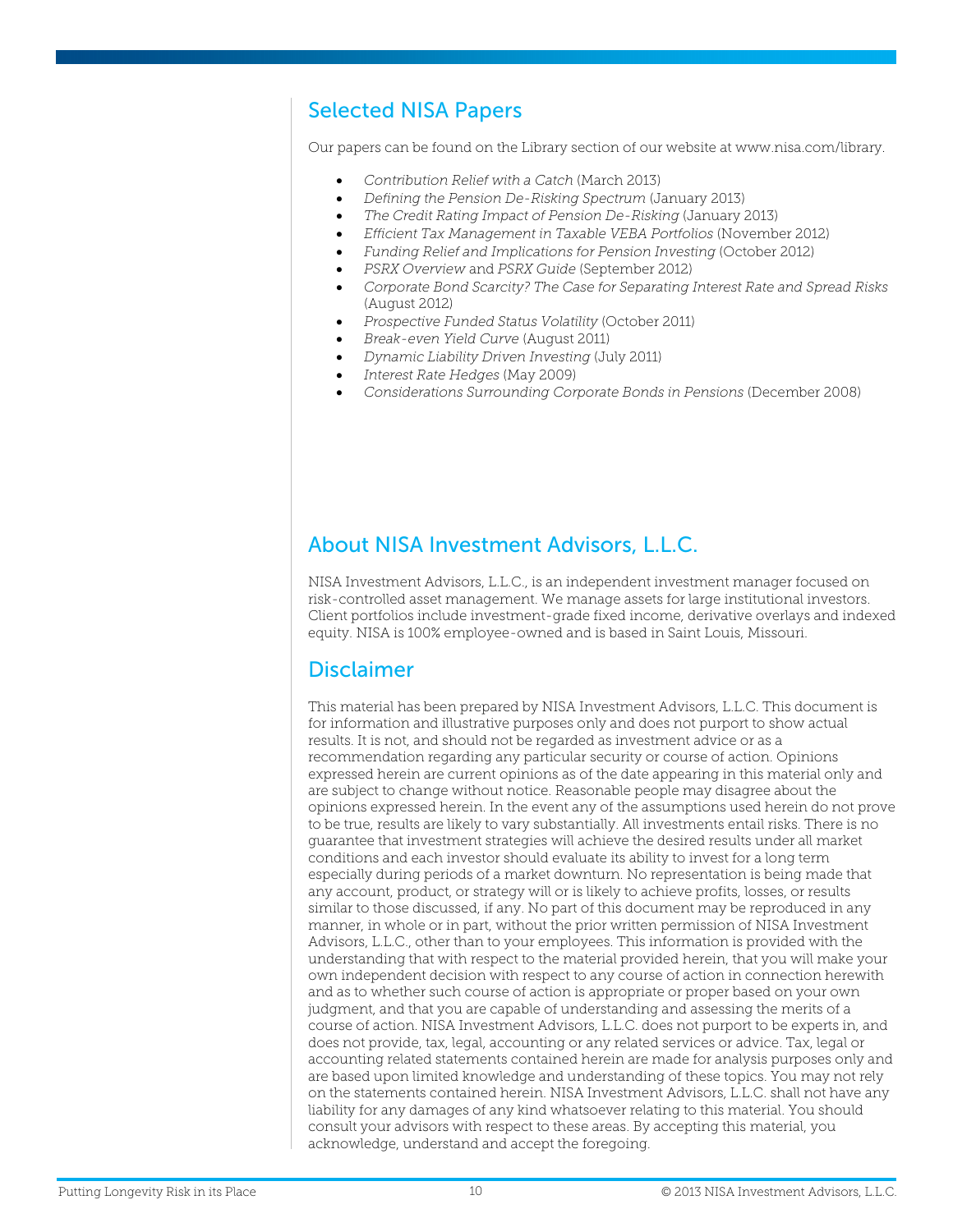## Selected NISA Papers

Our papers can be found on the Library section of our website at www.nisa.com/library.

- *Contribution Relief with a Catch* (March 2013)
- *Defining the Pension De-Risking Spectrum* (January 2013)
- *The Credit Rating Impact of Pension De-Risking* (January 2013)
- *Efficient Tax Management in Taxable VEBA Portfolios* (November 2012)
- *Funding Relief and Implications for Pension Investing* (October 2012)
- *PSRX Overview* and *PSRX Guide* (September 2012)
- *Corporate Bond Scarcity? The Case for Separating Interest Rate and Spread Risks* (August 2012)
- *Prospective Funded Status Volatility* (October 2011)
- *Break-even Yield Curve* (August 2011)
- *Dynamic Liability Driven Investing* (July 2011)
- *Interest Rate Hedges* (May 2009)
- *Considerations Surrounding Corporate Bonds in Pensions* (December 2008)

## About NISA Investment Advisors, L.L.C.

NISA Investment Advisors, L.L.C., is an independent investment manager focused on risk-controlled asset management. We manage assets for large institutional investors. Client portfolios include investment-grade fixed income, derivative overlays and indexed equity. NISA is 100% employee-owned and is based in Saint Louis, Missouri.

## Disclaimer

This material has been prepared by NISA Investment Advisors, L.L.C. This document is for information and illustrative purposes only and does not purport to show actual results. It is not, and should not be regarded as investment advice or as a recommendation regarding any particular security or course of action. Opinions expressed herein are current opinions as of the date appearing in this material only and are subject to change without notice. Reasonable people may disagree about the opinions expressed herein. In the event any of the assumptions used herein do not prove to be true, results are likely to vary substantially. All investments entail risks. There is no guarantee that investment strategies will achieve the desired results under all market conditions and each investor should evaluate its ability to invest for a long term especially during periods of a market downturn. No representation is being made that any account, product, or strategy will or is likely to achieve profits, losses, or results similar to those discussed, if any. No part of this document may be reproduced in any manner, in whole or in part, without the prior written permission of NISA Investment Advisors, L.L.C., other than to your employees. This information is provided with the understanding that with respect to the material provided herein, that you will make your own independent decision with respect to any course of action in connection herewith and as to whether such course of action is appropriate or proper based on your own judgment, and that you are capable of understanding and assessing the merits of a course of action. NISA Investment Advisors, L.L.C. does not purport to be experts in, and does not provide, tax, legal, accounting or any related services or advice. Tax, legal or accounting related statements contained herein are made for analysis purposes only and are based upon limited knowledge and understanding of these topics. You may not rely on the statements contained herein. NISA Investment Advisors, L.L.C. shall not have any liability for any damages of any kind whatsoever relating to this material. You should consult your advisors with respect to these areas. By accepting this material, you acknowledge, understand and accept the foregoing.